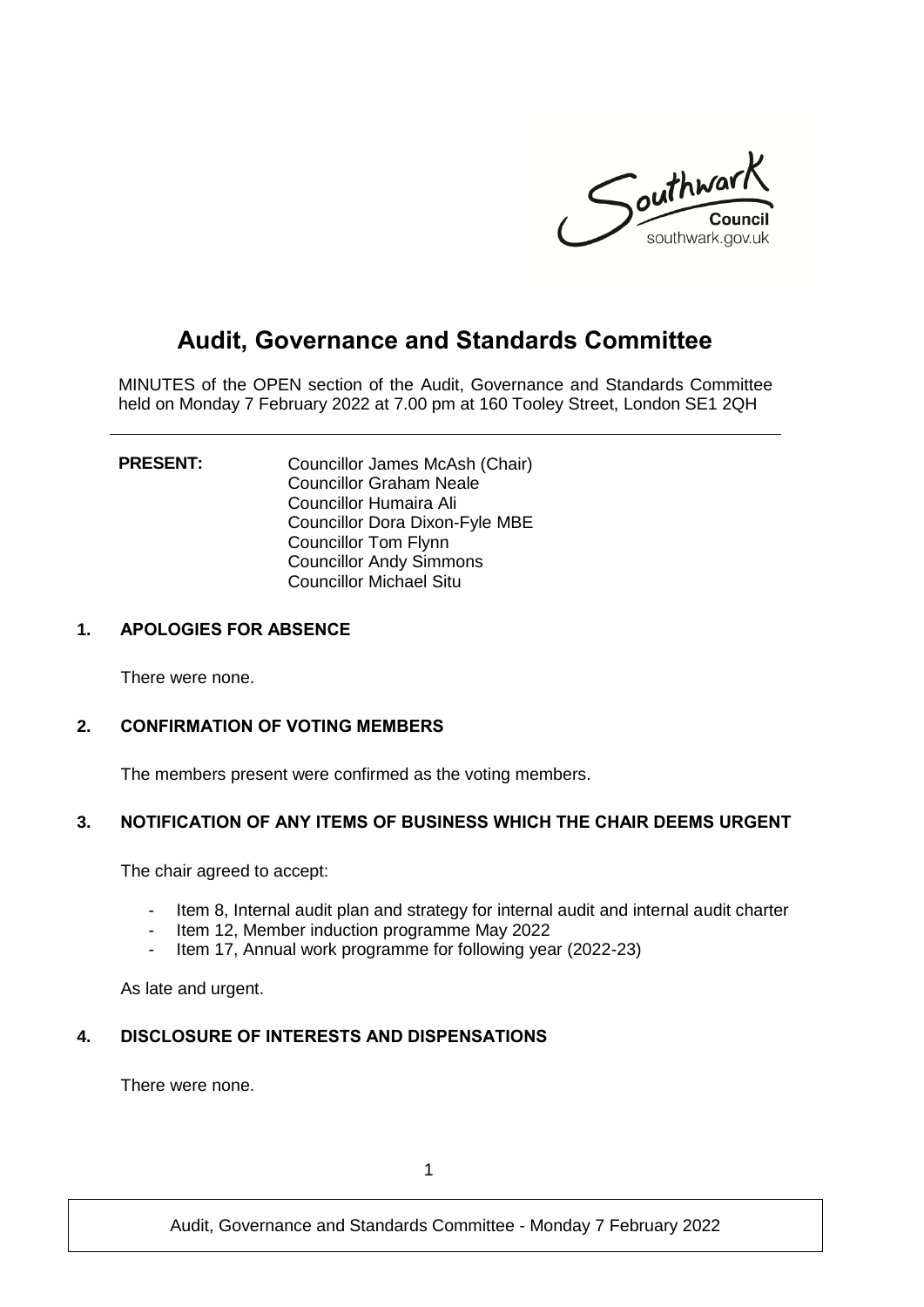# Audit, Governance and Standards Committee

MINUTES of the OPEN section of the Audit, Governance and Standards Committee held on Monday 7 February 2022 at 7.00 pm at 160 Tooley Street, London SE1 2QH

**PRESENT:**

Councillor James McAsh (Chair)
Councillor Graham Neale
Councillor Humaira Ali
Councillor Dora Dixon-Fyle MBE
Councillor Tom Flynn
Councillor Andy Simmons
Councillor Michael Situ

## 1. APOLOGIES FOR ABSENCE

There were none.

## 2. CONFIRMATION OF VOTING MEMBERS

The members present were confirmed as the voting members.

## 3. NOTIFICATION OF ANY ITEMS OF BUSINESS WHICH THE CHAIR DEEMS URGENT

The chair agreed to accept:

- Item 8, Internal audit plan and strategy for internal audit and internal audit charter
- Item 12, Member induction programme May 2022
- Item 17, Annual work programme for following year (2022-23)

As late and urgent.

## 4. DISCLOSURE OF INTERESTS AND DISPENSATIONS

There were none.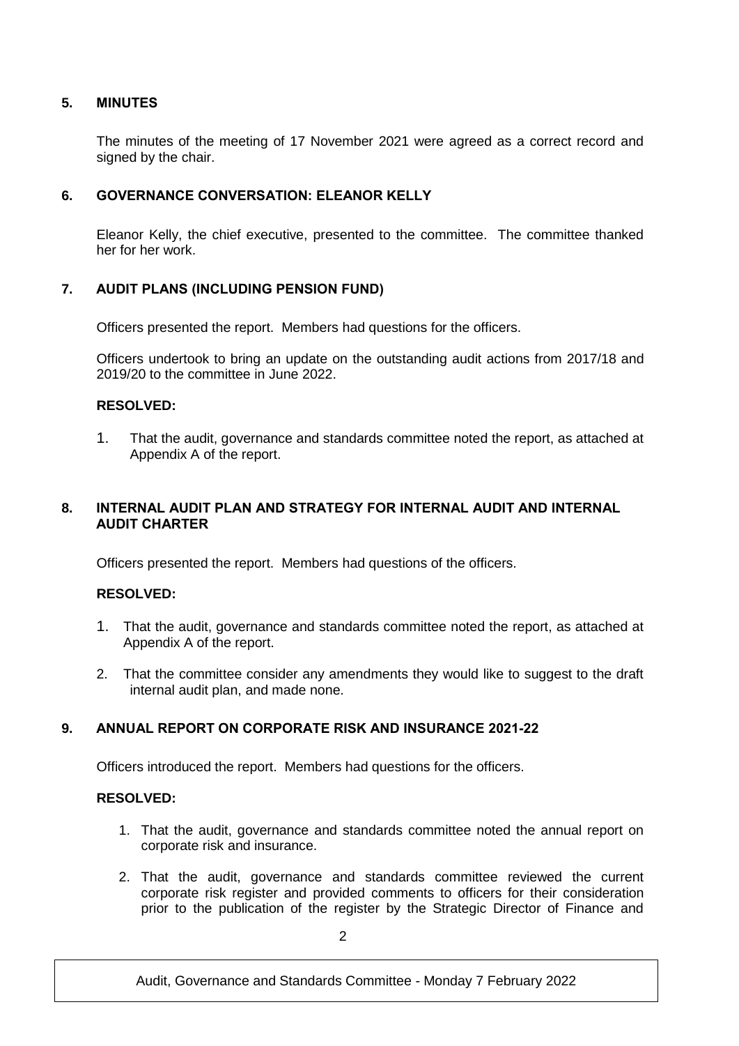## 5. MINUTES

The minutes of the meeting of 17 November 2021 were agreed as a correct record and signed by the chair.

## 6. GOVERNANCE CONVERSATION: ELEANOR KELLY

Eleanor Kelly, the chief executive, presented to the committee. The committee thanked her for her work.

## 7. AUDIT PLANS (INCLUDING PENSION FUND)

Officers presented the report. Members had questions for the officers.

Officers undertook to bring an update on the outstanding audit actions from 2017/18 and 2019/20 to the committee in June 2022.

**RESOLVED:**

1. That the audit, governance and standards committee noted the report, as attached at Appendix A of the report.

## 8. INTERNAL AUDIT PLAN AND STRATEGY FOR INTERNAL AUDIT AND INTERNAL AUDIT CHARTER

Officers presented the report. Members had questions of the officers.

**RESOLVED:**

1. That the audit, governance and standards committee noted the report, as attached at Appendix A of the report.
2. That the committee consider any amendments they would like to suggest to the draft internal audit plan, and made none.

## 9. ANNUAL REPORT ON CORPORATE RISK AND INSURANCE 2021-22

Officers introduced the report. Members had questions for the officers.

**RESOLVED:**

1. That the audit, governance and standards committee noted the annual report on corporate risk and insurance.
2. That the audit, governance and standards committee reviewed the current corporate risk register and provided comments to officers for their consideration prior to the publication of the register by the Strategic Director of Finance and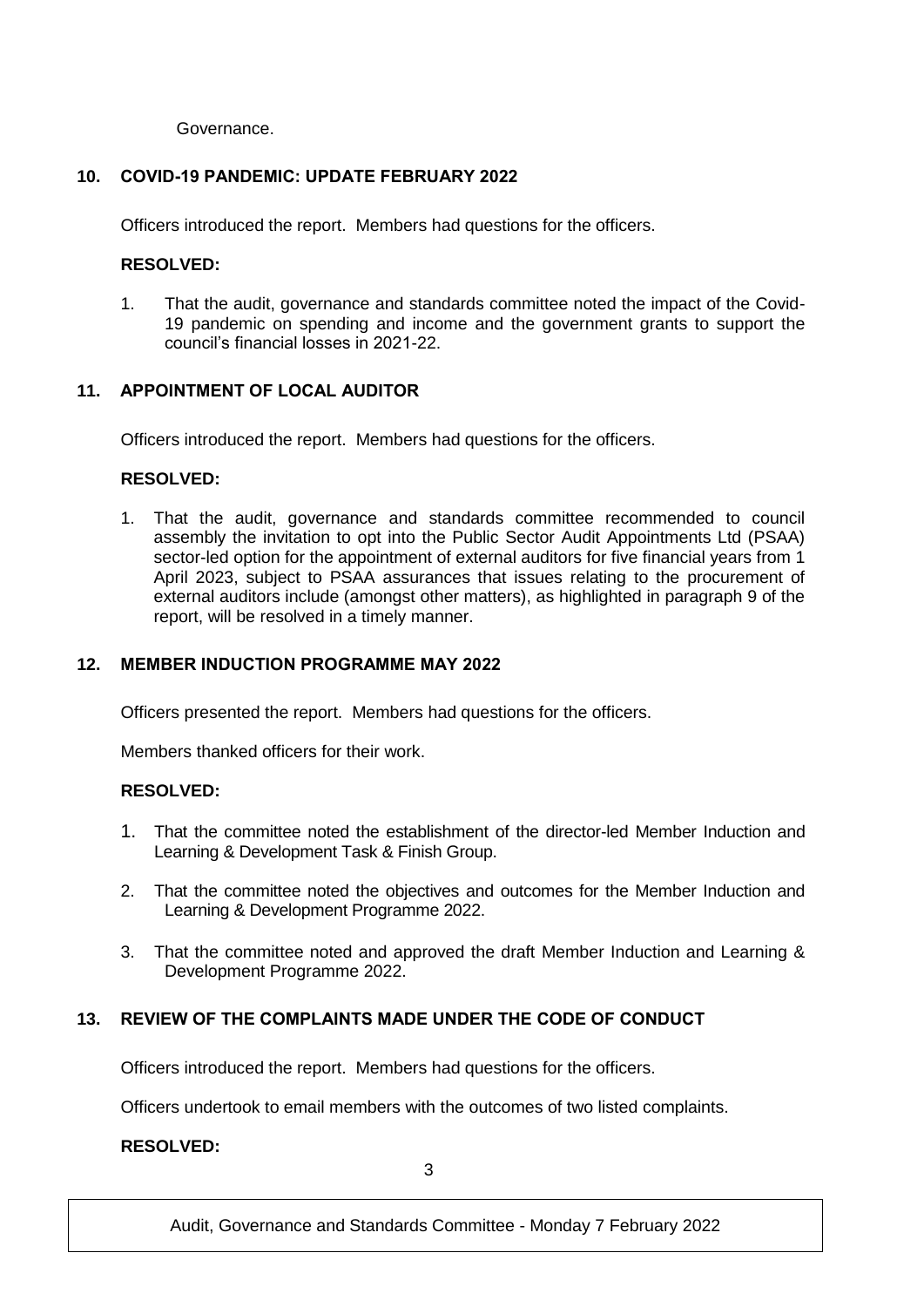Governance.

## 10. COVID-19 PANDEMIC: UPDATE FEBRUARY 2022

Officers introduced the report. Members had questions for the officers.

**RESOLVED:**

1. That the audit, governance and standards committee noted the impact of the Covid-19 pandemic on spending and income and the government grants to support the council's financial losses in 2021-22.

## 11. APPOINTMENT OF LOCAL AUDITOR

Officers introduced the report. Members had questions for the officers.

**RESOLVED:**

1. That the audit, governance and standards committee recommended to council assembly the invitation to opt into the Public Sector Audit Appointments Ltd (PSAA) sector-led option for the appointment of external auditors for five financial years from 1 April 2023, subject to PSAA assurances that issues relating to the procurement of external auditors include (amongst other matters), as highlighted in paragraph 9 of the report, will be resolved in a timely manner.

## 12. MEMBER INDUCTION PROGRAMME MAY 2022

Officers presented the report. Members had questions for the officers.

Members thanked officers for their work.

**RESOLVED:**

1. That the committee noted the establishment of the director-led Member Induction and Learning & Development Task & Finish Group.
2. That the committee noted the objectives and outcomes for the Member Induction and Learning & Development Programme 2022.
3. That the committee noted and approved the draft Member Induction and Learning & Development Programme 2022.

## 13. REVIEW OF THE COMPLAINTS MADE UNDER THE CODE OF CONDUCT

Officers introduced the report. Members had questions for the officers.

Officers undertook to email members with the outcomes of two listed complaints.

**RESOLVED:**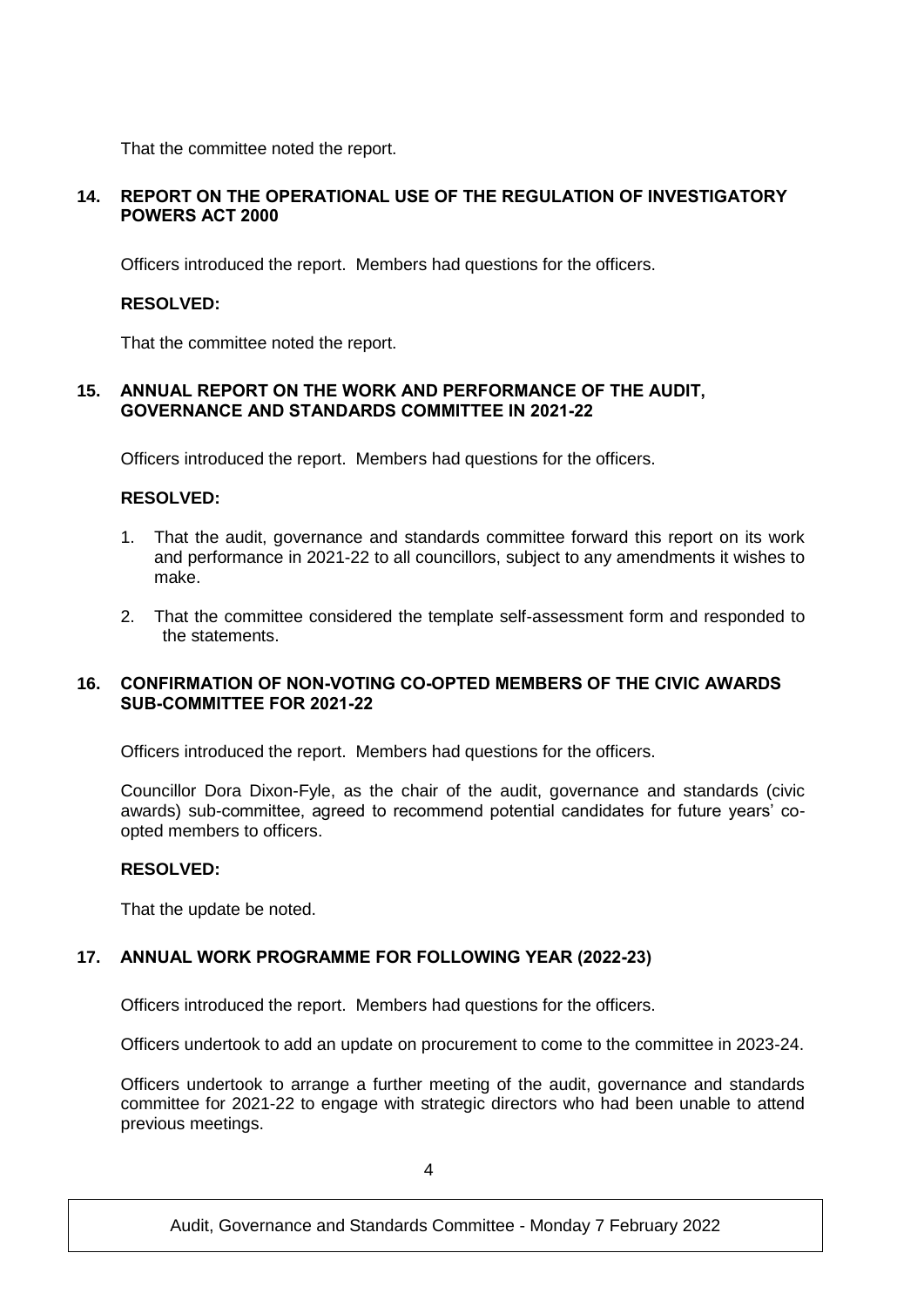That the committee noted the report.

### 14. REPORT ON THE OPERATIONAL USE OF THE REGULATION OF INVESTIGATORY POWERS ACT 2000

Officers introduced the report. Members had questions for the officers.

**RESOLVED:**

That the committee noted the report.

### 15. ANNUAL REPORT ON THE WORK AND PERFORMANCE OF THE AUDIT, GOVERNANCE AND STANDARDS COMMITTEE IN 2021-22

Officers introduced the report. Members had questions for the officers.

**RESOLVED:**

1. That the audit, governance and standards committee forward this report on its work and performance in 2021-22 to all councillors, subject to any amendments it wishes to make.
2. That the committee considered the template self-assessment form and responded to the statements.

### 16. CONFIRMATION OF NON-VOTING CO-OPTED MEMBERS OF THE CIVIC AWARDS SUB-COMMITTEE FOR 2021-22

Officers introduced the report. Members had questions for the officers.

Councillor Dora Dixon-Fyle, as the chair of the audit, governance and standards (civic awards) sub-committee, agreed to recommend potential candidates for future years' co-opted members to officers.

**RESOLVED:**

That the update be noted.

### 17. ANNUAL WORK PROGRAMME FOR FOLLOWING YEAR (2022-23)

Officers introduced the report. Members had questions for the officers.

Officers undertook to add an update on procurement to come to the committee in 2023-24.

Officers undertook to arrange a further meeting of the audit, governance and standards committee for 2021-22 to engage with strategic directors who had been unable to attend previous meetings.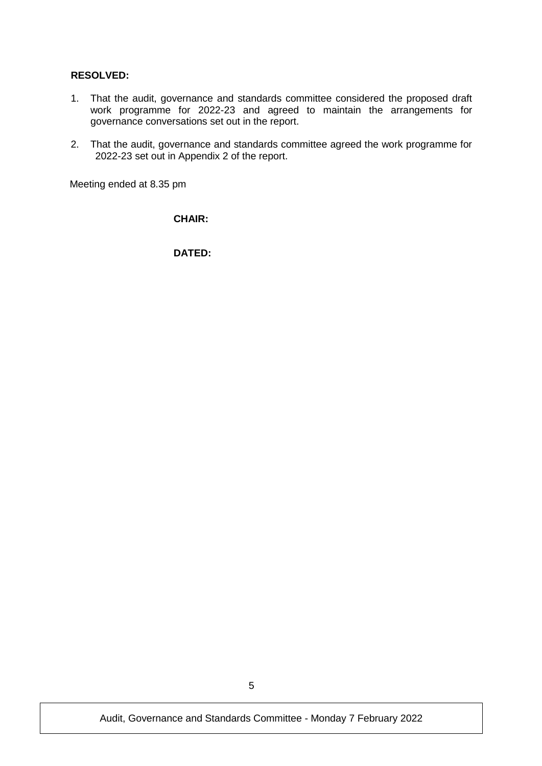**RESOLVED:**

1. That the audit, governance and standards committee considered the proposed draft work programme for 2022-23 and agreed to maintain the arrangements for governance conversations set out in the report.

2. That the audit, governance and standards committee agreed the work programme for 2022-23 set out in Appendix 2 of the report.

Meeting ended at 8.35 pm

**CHAIR:**

**DATED:**